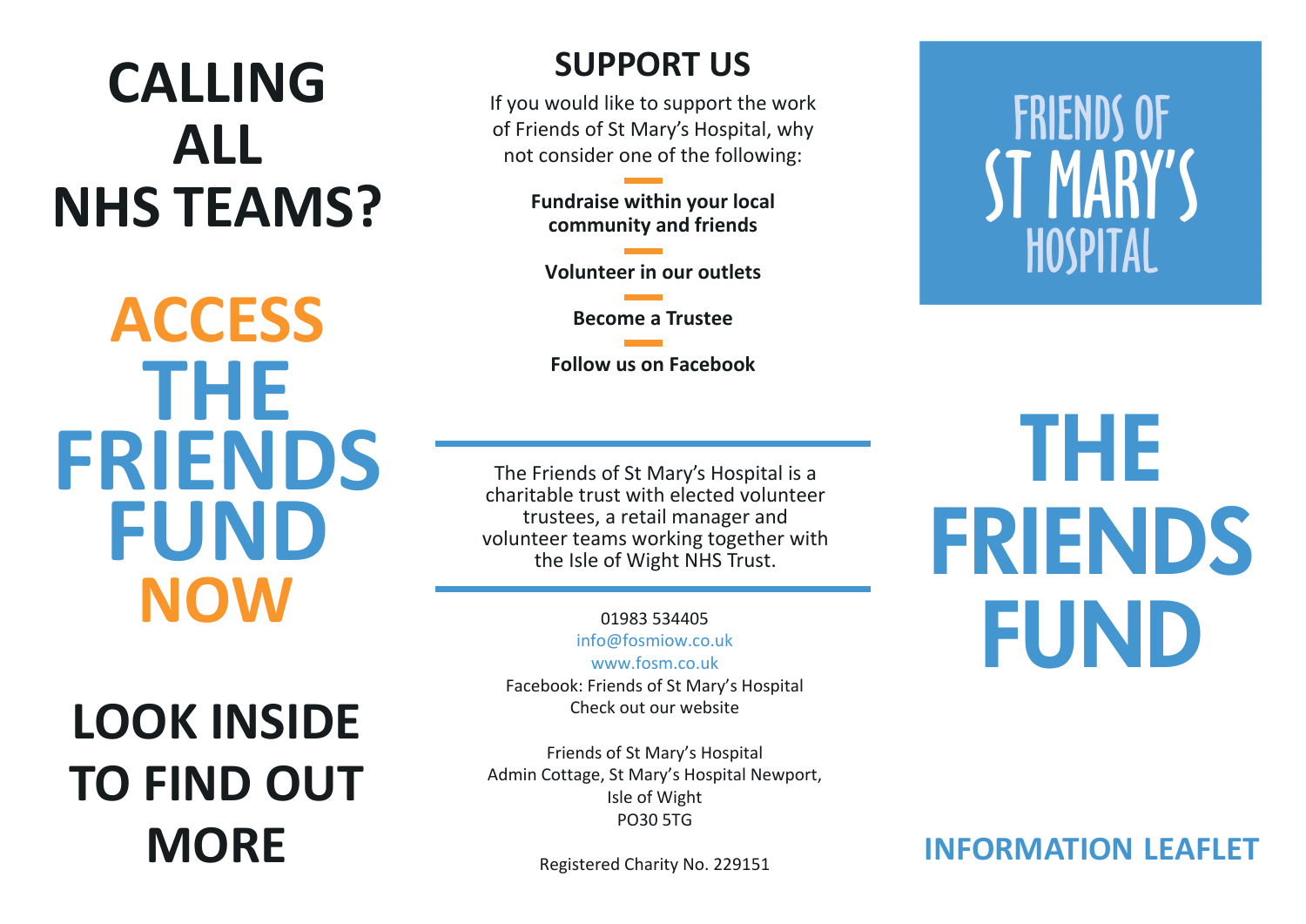# CALLING ALL NHS TEAMS?

# ACCESS THE FRIENDS FUND NOW

## LOOK INSIDE TO FIND OUT MORE

## SUPPORT US

If you would like to support the work of Friends of St Mary's Hospital, why not consider one of the following:

**Fundraise within your local community and friends**

**Volunteer in our outlets**

**Become a Trustee**

**Follow us on Facebook**

---

The Friends of St Mary's Hospital is a charitable trust with elected volunteer trustees, a retail manager and volunteer teams working together with the Isle of Wight NHS Trust.

---

01983 534405
info@fosmiow.co.uk
www.fosm.co.uk
Facebook: Friends of St Mary's Hospital
Check out our website

Friends of St Mary's Hospital
Admin Cottage, St Mary's Hospital Newport,
Isle of Wight
PO30 5TG

Registered Charity No. 229151

FRIENDS OF ST MARY'S HOSPITAL

# THE FRIENDS FUND

## INFORMATION LEAFLET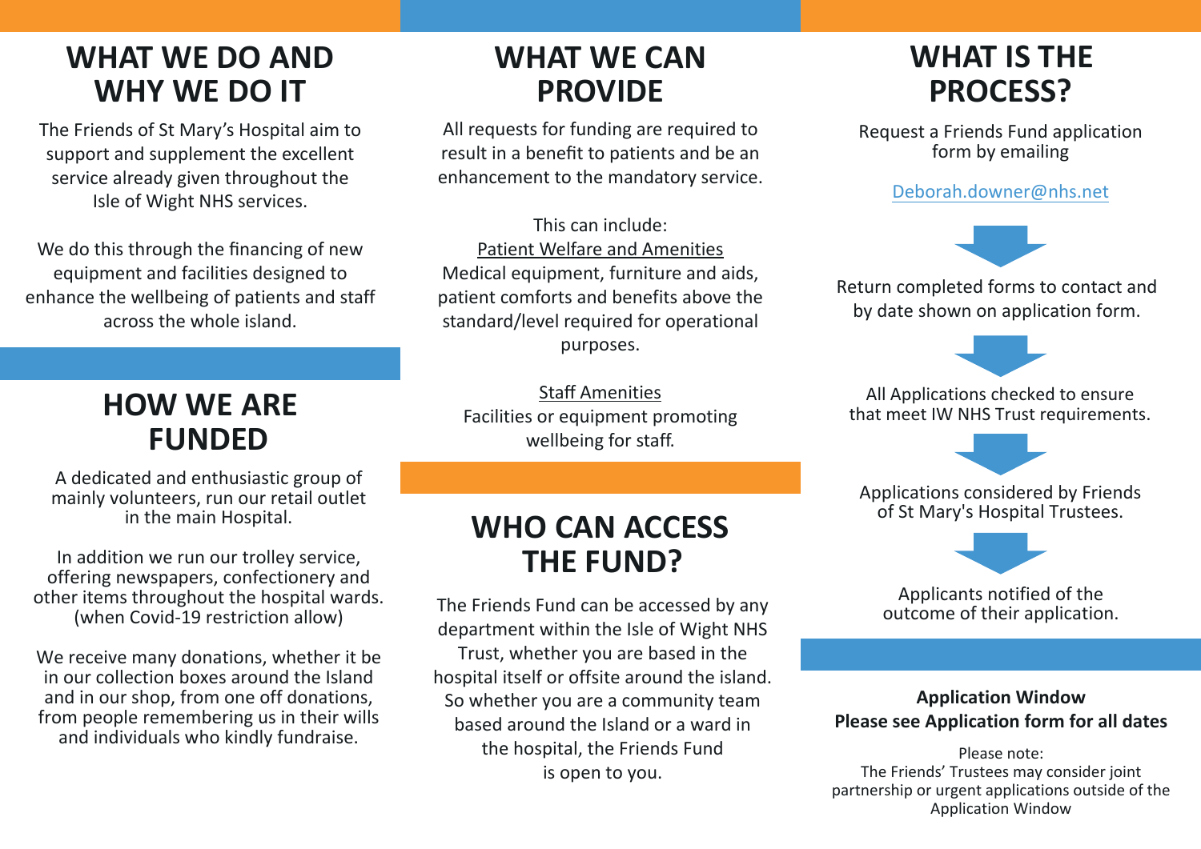## WHAT WE DO AND WHY WE DO IT

The Friends of St Mary's Hospital aim to support and supplement the excellent service already given throughout the Isle of Wight NHS services.

We do this through the financing of new equipment and facilities designed to enhance the wellbeing of patients and staff across the whole island.

## HOW WE ARE FUNDED

A dedicated and enthusiastic group of mainly volunteers, run our retail outlet in the main Hospital.

In addition we run our trolley service, offering newspapers, confectionery and other items throughout the hospital wards. (when Covid-19 restriction allow)

We receive many donations, whether it be in our collection boxes around the Island and in our shop, from one off donations, from people remembering us in their wills and individuals who kindly fundraise.

## WHAT WE CAN PROVIDE

All requests for funding are required to result in a benefit to patients and be an enhancement to the mandatory service.

This can include:

Patient Welfare and Amenities

Medical equipment, furniture and aids, patient comforts and benefits above the standard/level required for operational purposes.

Staff Amenities

Facilities or equipment promoting wellbeing for staff.

## WHO CAN ACCESS THE FUND?

The Friends Fund can be accessed by any department within the Isle of Wight NHS Trust, whether you are based in the hospital itself or offsite around the island. So whether you are a community team based around the Island or a ward in the hospital, the Friends Fund is open to you.

## WHAT IS THE PROCESS?

Request a Friends Fund application form by emailing

Deborah.downer@nhs.net

↓

Return completed forms to contact and by date shown on application form.

↓

All Applications checked to ensure that meet IW NHS Trust requirements.

↓

Applications considered by Friends of St Mary's Hospital Trustees.

↓

Applicants notified of the outcome of their application.

**Application Window**
**Please see Application form for all dates**

Please note:
The Friends' Trustees may consider joint partnership or urgent applications outside of the Application Window